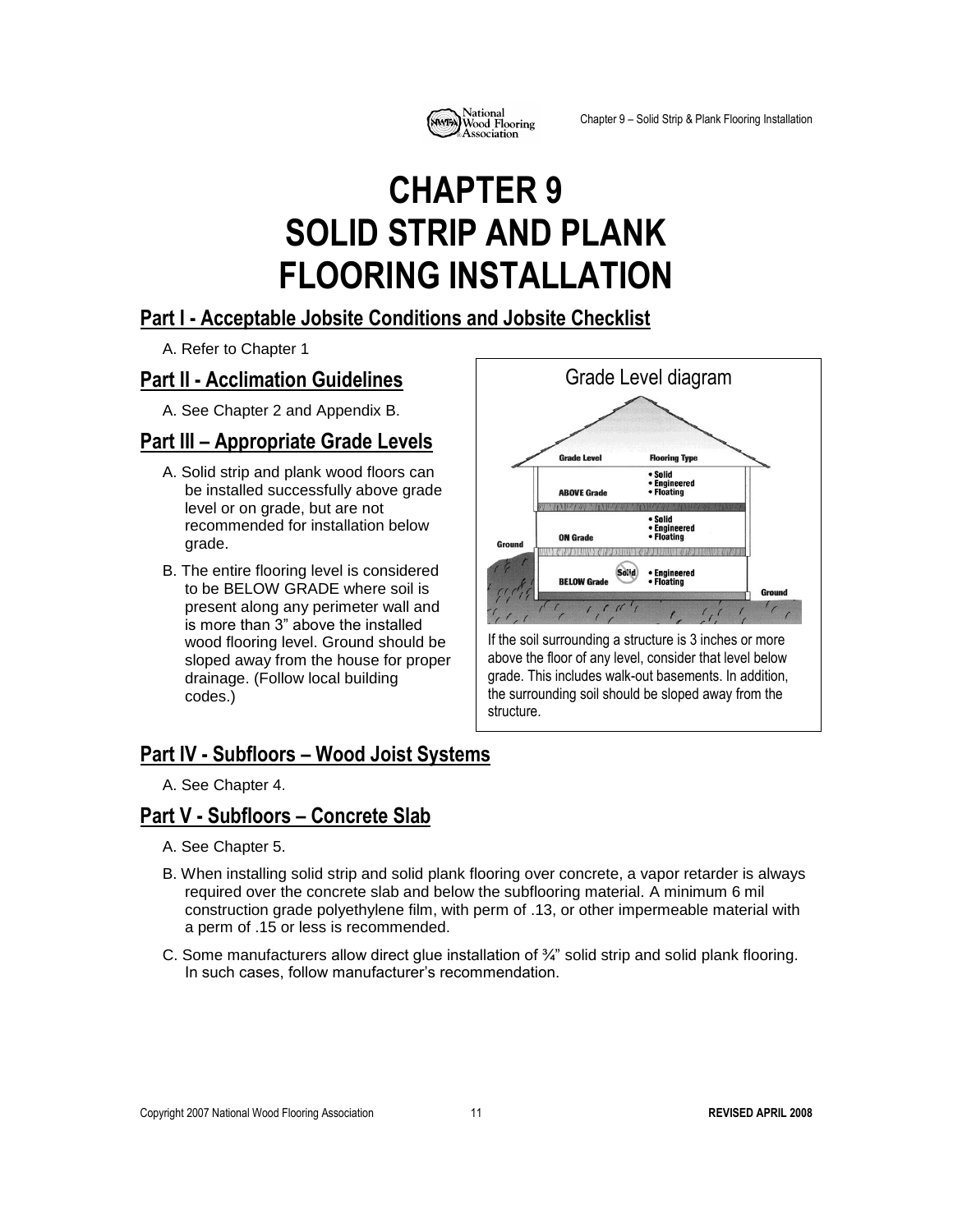# CHAPTER 9
# SOLID STRIP AND PLANK FLOORING INSTALLATION

## Part I - Acceptable Jobsite Conditions and Jobsite Checklist

A. Refer to Chapter 1

## Part II - Acclimation Guidelines

A. See Chapter 2 and Appendix B.

## Part III – Appropriate Grade Levels

A. Solid strip and plank wood floors can be installed successfully above grade level or on grade, but are not recommended for installation below grade.

B. The entire flooring level is considered to be BELOW GRADE where soil is present along any perimeter wall and is more than 3" above the installed wood flooring level. Ground should be sloped away from the house for proper drainage. (Follow local building codes.)

**Grade Level diagram**

| Grade Level | Flooring Type |
| --- | --- |
| ABOVE Grade | • Solid • Engineered • Floating |
| ON Grade | • Solid • Engineered • Floating |
| BELOW Grade | ~~Solid~~ • Engineered • Floating |

If the soil surrounding a structure is 3 inches or more above the floor of any level, consider that level below grade. This includes walk-out basements. In addition, the surrounding soil should be sloped away from the structure.

## Part IV - Subfloors – Wood Joist Systems

A. See Chapter 4.

## Part V - Subfloors – Concrete Slab

A. See Chapter 5.

B. When installing solid strip and solid plank flooring over concrete, a vapor retarder is always required over the concrete slab and below the subflooring material. A minimum 6 mil construction grade polyethylene film, with perm of .13, or other impermeable material with a perm of .15 or less is recommended.

C. Some manufacturers allow direct glue installation of ¾" solid strip and solid plank flooring. In such cases, follow manufacturer's recommendation.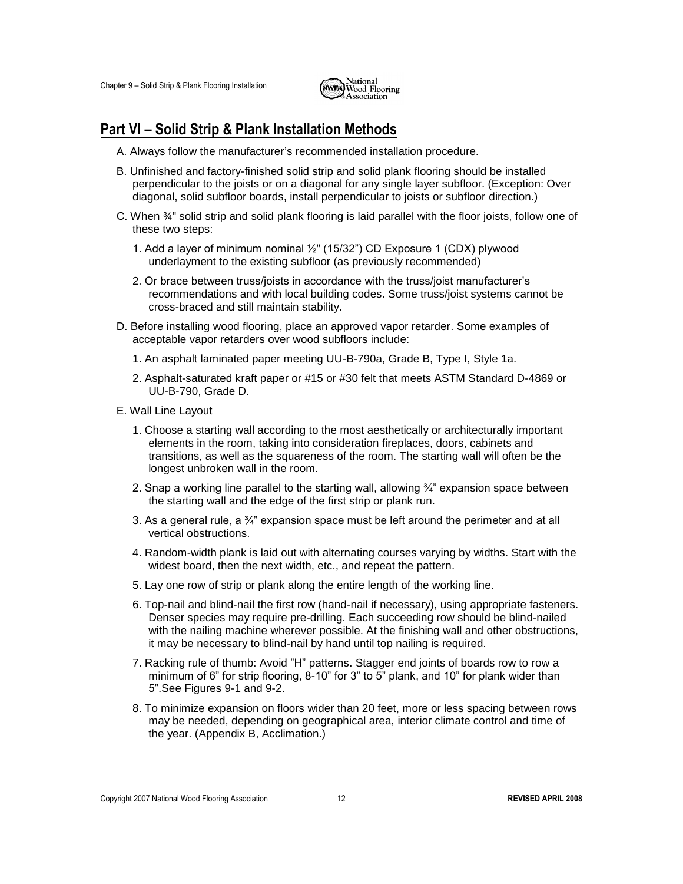## Part VI – Solid Strip & Plank Installation Methods

A. Always follow the manufacturer's recommended installation procedure.

B. Unfinished and factory-finished solid strip and solid plank flooring should be installed perpendicular to the joists or on a diagonal for any single layer subfloor. (Exception: Over diagonal, solid subfloor boards, install perpendicular to joists or subfloor direction.)

C. When ¾" solid strip and solid plank flooring is laid parallel with the floor joists, follow one of these two steps:

1. Add a layer of minimum nominal ½" (15/32") CD Exposure 1 (CDX) plywood underlayment to the existing subfloor (as previously recommended)
2. Or brace between truss/joists in accordance with the truss/joist manufacturer's recommendations and with local building codes. Some truss/joist systems cannot be cross-braced and still maintain stability.

D. Before installing wood flooring, place an approved vapor retarder. Some examples of acceptable vapor retarders over wood subfloors include:

1. An asphalt laminated paper meeting UU-B-790a, Grade B, Type I, Style 1a.
2. Asphalt-saturated kraft paper or #15 or #30 felt that meets ASTM Standard D-4869 or UU-B-790, Grade D.

E. Wall Line Layout

1. Choose a starting wall according to the most aesthetically or architecturally important elements in the room, taking into consideration fireplaces, doors, cabinets and transitions, as well as the squareness of the room. The starting wall will often be the longest unbroken wall in the room.
2. Snap a working line parallel to the starting wall, allowing ¾" expansion space between the starting wall and the edge of the first strip or plank run.
3. As a general rule, a ¾" expansion space must be left around the perimeter and at all vertical obstructions.
4. Random-width plank is laid out with alternating courses varying by widths. Start with the widest board, then the next width, etc., and repeat the pattern.
5. Lay one row of strip or plank along the entire length of the working line.
6. Top-nail and blind-nail the first row (hand-nail if necessary), using appropriate fasteners. Denser species may require pre-drilling. Each succeeding row should be blind-nailed with the nailing machine wherever possible. At the finishing wall and other obstructions, it may be necessary to blind-nail by hand until top nailing is required.
7. Racking rule of thumb: Avoid "H" patterns. Stagger end joints of boards row to row a minimum of 6" for strip flooring, 8-10" for 3" to 5" plank, and 10" for plank wider than 5".See Figures 9-1 and 9-2.
8. To minimize expansion on floors wider than 20 feet, more or less spacing between rows may be needed, depending on geographical area, interior climate control and time of the year. (Appendix B, Acclimation.)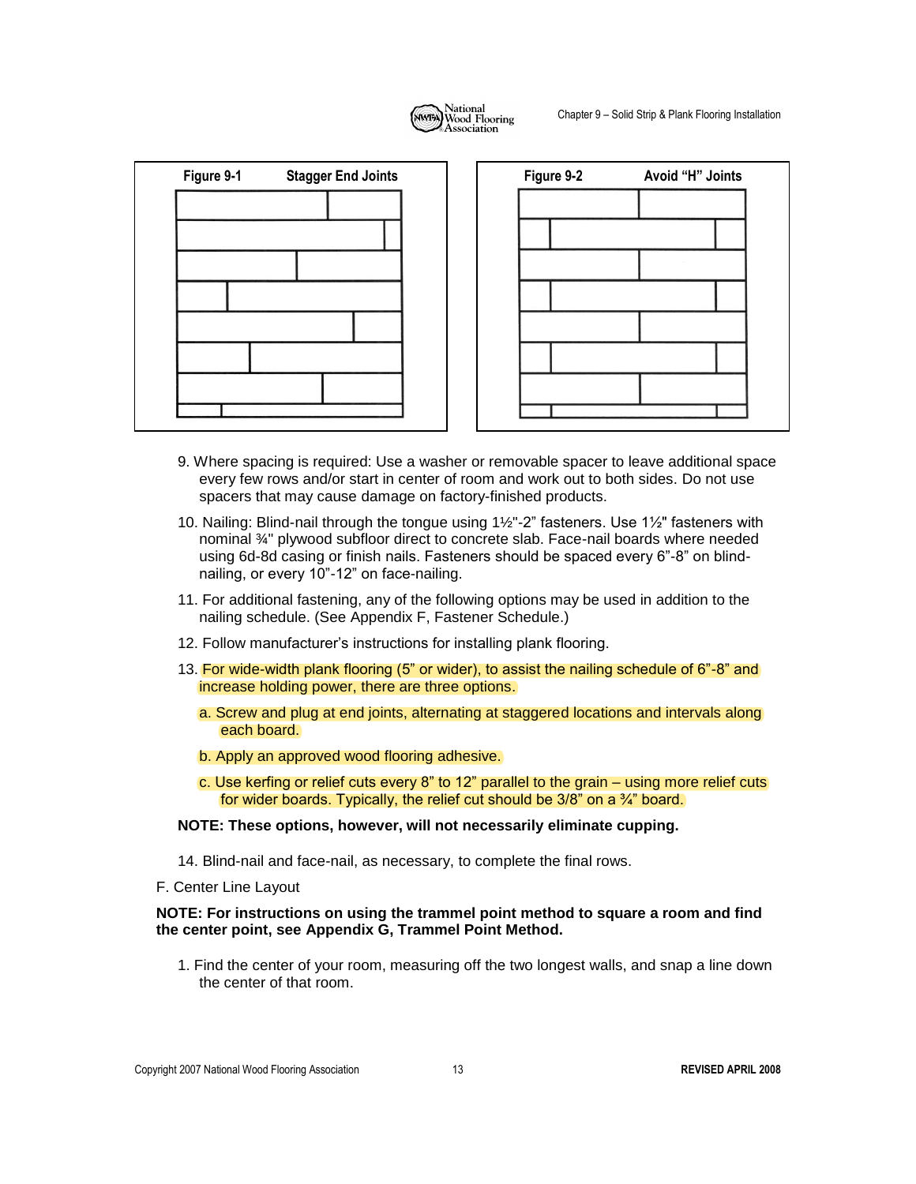Figure 9-1 Stagger End Joints

Figure 9-2 Avoid "H" Joints

9. Where spacing is required: Use a washer or removable spacer to leave additional space every few rows and/or start in center of room and work out to both sides. Do not use spacers that may cause damage on factory-finished products.

10. Nailing: Blind-nail through the tongue using 1½"-2" fasteners. Use 1½" fasteners with nominal ¾" plywood subfloor direct to concrete slab. Face-nail boards where needed using 6d-8d casing or finish nails. Fasteners should be spaced every 6"-8" on blind-nailing, or every 10"-12" on face-nailing.

11. For additional fastening, any of the following options may be used in addition to the nailing schedule. (See Appendix F, Fastener Schedule.)

12. Follow manufacturer's instructions for installing plank flooring.

13. For wide-width plank flooring (5" or wider), to assist the nailing schedule of 6"-8" and increase holding power, there are three options.

    a. Screw and plug at end joints, alternating at staggered locations and intervals along each board.

    b. Apply an approved wood flooring adhesive.

    c. Use kerfing or relief cuts every 8" to 12" parallel to the grain – using more relief cuts for wider boards. Typically, the relief cut should be 3/8" on a ¾" board.

**NOTE: These options, however, will not necessarily eliminate cupping.**

14. Blind-nail and face-nail, as necessary, to complete the final rows.

F. Center Line Layout

**NOTE: For instructions on using the trammel point method to square a room and find the center point, see Appendix G, Trammel Point Method.**

1. Find the center of your room, measuring off the two longest walls, and snap a line down the center of that room.